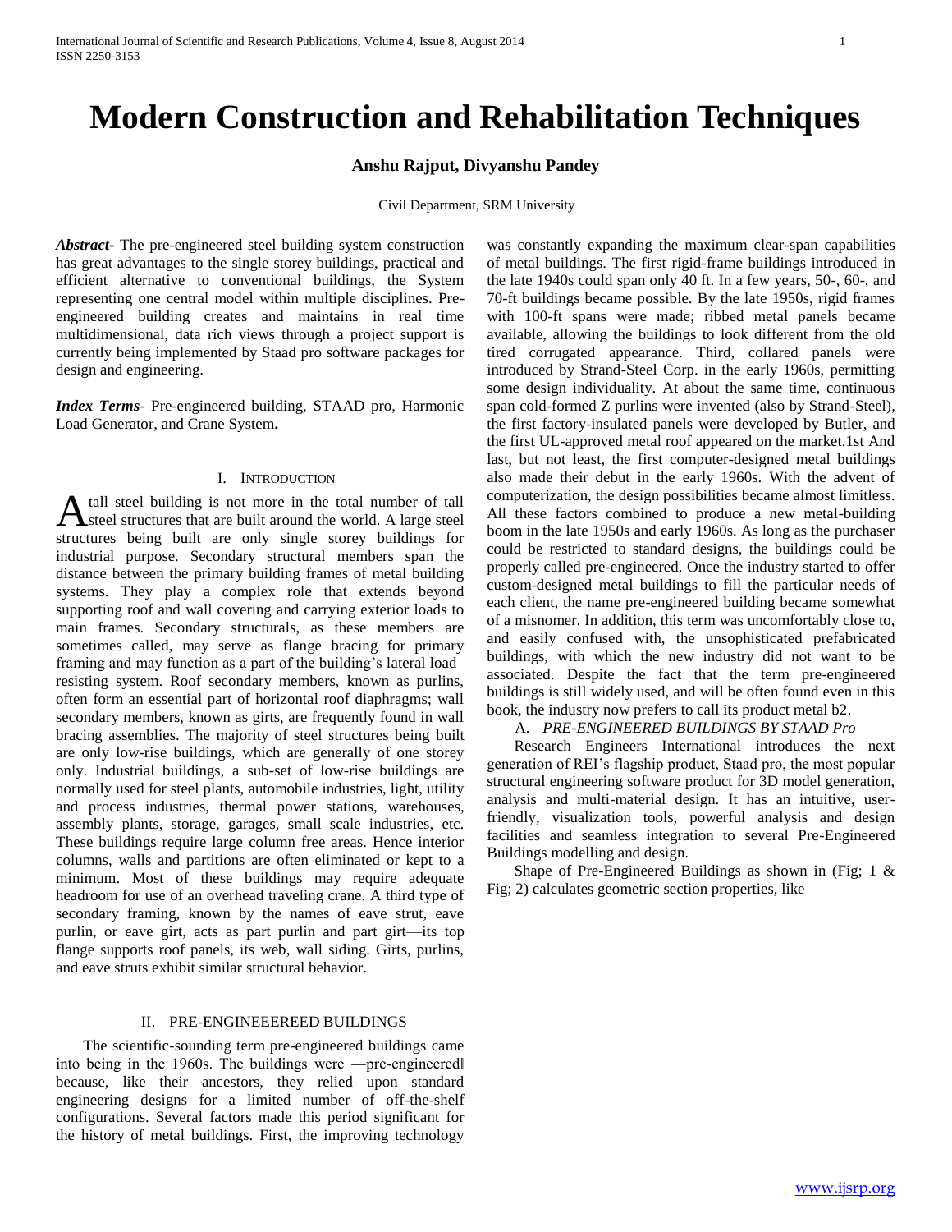# Modern Construction and Rehabilitation Techniques

**Anshu Rajput, Divyanshu Pandey**

Civil Department, SRM University

***Abstract***- The pre-engineered steel building system construction has great advantages to the single storey buildings, practical and efficient alternative to conventional buildings, the System representing one central model within multiple disciplines. Pre-engineered building creates and maintains in real time multidimensional, data rich views through a project support is currently being implemented by Staad pro software packages for design and engineering.

***Index Terms***- Pre-engineered building, STAAD pro, Harmonic Load Generator, and Crane System**.**

## I. Introduction

A tall steel building is not more in the total number of tall steel structures that are built around the world. A large steel structures being built are only single storey buildings for industrial purpose. Secondary structural members span the distance between the primary building frames of metal building systems. They play a complex role that extends beyond supporting roof and wall covering and carrying exterior loads to main frames. Secondary structurals, as these members are sometimes called, may serve as flange bracing for primary framing and may function as a part of the building's lateral load–resisting system. Roof secondary members, known as purlins, often form an essential part of horizontal roof diaphragms; wall secondary members, known as girts, are frequently found in wall bracing assemblies. The majority of steel structures being built are only low-rise buildings, which are generally of one storey only. Industrial buildings, a sub-set of low-rise buildings are normally used for steel plants, automobile industries, light, utility and process industries, thermal power stations, warehouses, assembly plants, storage, garages, small scale industries, etc. These buildings require large column free areas. Hence interior columns, walls and partitions are often eliminated or kept to a minimum. Most of these buildings may require adequate headroom for use of an overhead traveling crane. A third type of secondary framing, known by the names of eave strut, eave purlin, or eave girt, acts as part purlin and part girt—its top flange supports roof panels, its web, wall siding. Girts, purlins, and eave struts exhibit similar structural behavior.

## II. PRE-ENGINEEEREED BUILDINGS

The scientific-sounding term pre-engineered buildings came into being in the 1960s. The buildings were ―pre-engineered‖ because, like their ancestors, they relied upon standard engineering designs for a limited number of off-the-shelf configurations. Several factors made this period significant for the history of metal buildings. First, the improving technology was constantly expanding the maximum clear-span capabilities of metal buildings. The first rigid-frame buildings introduced in the late 1940s could span only 40 ft. In a few years, 50-, 60-, and 70-ft buildings became possible. By the late 1950s, rigid frames with 100-ft spans were made; ribbed metal panels became available, allowing the buildings to look different from the old tired corrugated appearance. Third, collared panels were introduced by Strand-Steel Corp. in the early 1960s, permitting some design individuality. At about the same time, continuous span cold-formed Z purlins were invented (also by Strand-Steel), the first factory-insulated panels were developed by Butler, and the first UL-approved metal roof appeared on the market.1st And last, but not least, the first computer-designed metal buildings also made their debut in the early 1960s. With the advent of computerization, the design possibilities became almost limitless. All these factors combined to produce a new metal-building boom in the late 1950s and early 1960s. As long as the purchaser could be restricted to standard designs, the buildings could be properly called pre-engineered. Once the industry started to offer custom-designed metal buildings to fill the particular needs of each client, the name pre-engineered building became somewhat of a misnomer. In addition, this term was uncomfortably close to, and easily confused with, the unsophisticated prefabricated buildings, with which the new industry did not want to be associated. Despite the fact that the term pre-engineered buildings is still widely used, and will be often found even in this book, the industry now prefers to call its product metal b2.

### A. *PRE-ENGINEERED BUILDINGS BY STAAD Pro*

Research Engineers International introduces the next generation of REI's flagship product, Staad pro, the most popular structural engineering software product for 3D model generation, analysis and multi-material design. It has an intuitive, user-friendly, visualization tools, powerful analysis and design facilities and seamless integration to several Pre-Engineered Buildings modelling and design.

Shape of Pre-Engineered Buildings as shown in (Fig; 1 & Fig; 2) calculates geometric section properties, like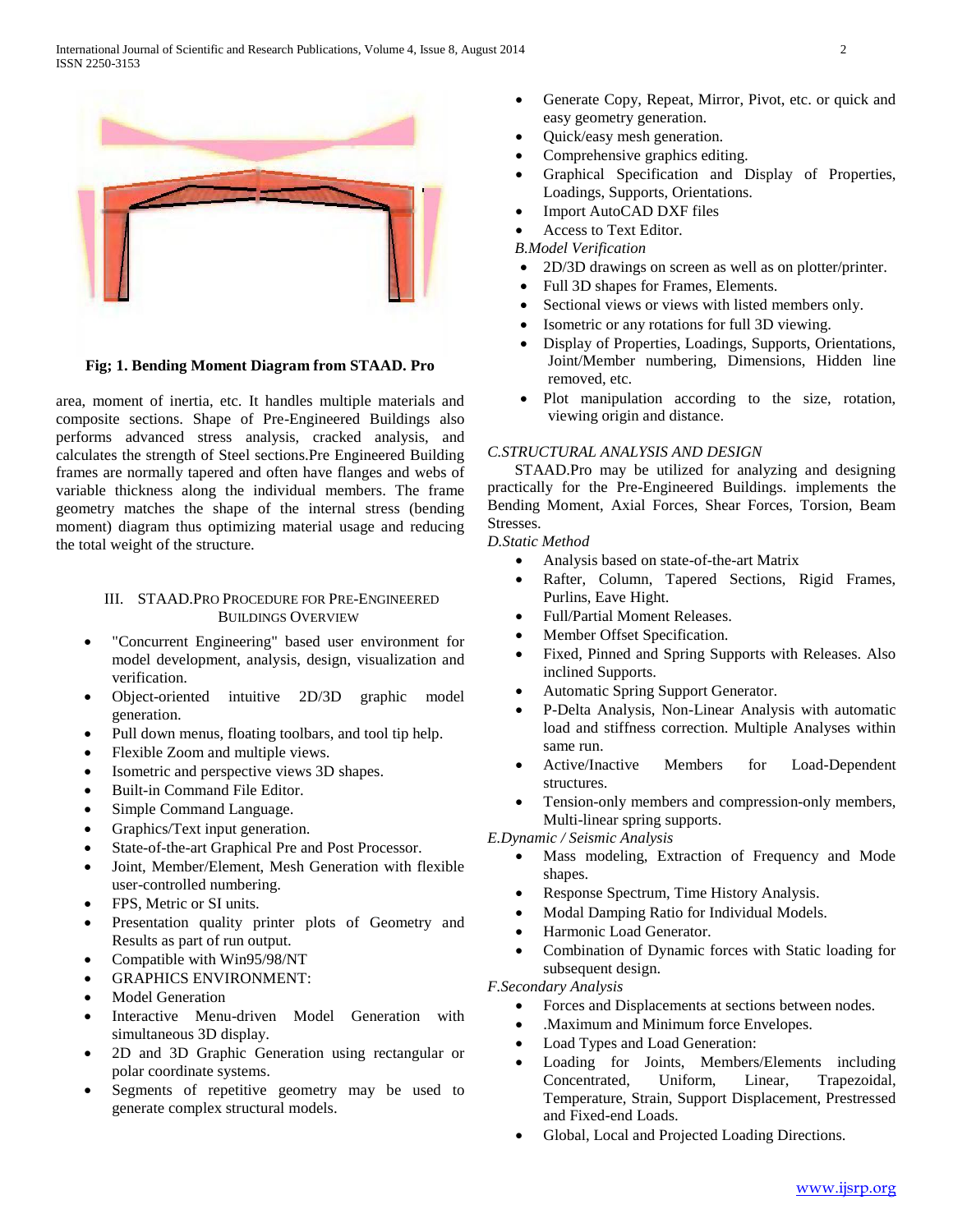Fig; 1. Bending Moment Diagram from STAAD. Pro

area, moment of inertia, etc. It handles multiple materials and composite sections. Shape of Pre-Engineered Buildings also performs advanced stress analysis, cracked analysis, and calculates the strength of Steel sections.Pre Engineered Building frames are normally tapered and often have flanges and webs of variable thickness along the individual members. The frame geometry matches the shape of the internal stress (bending moment) diagram thus optimizing material usage and reducing the total weight of the structure.

## III. STAAD.Pro Procedure for Pre-Engineered Buildings Overview

- "Concurrent Engineering" based user environment for model development, analysis, design, visualization and verification.
- Object-oriented intuitive 2D/3D graphic model generation.
- Pull down menus, floating toolbars, and tool tip help.
- Flexible Zoom and multiple views.
- Isometric and perspective views 3D shapes.
- Built-in Command File Editor.
- Simple Command Language.
- Graphics/Text input generation.
- State-of-the-art Graphical Pre and Post Processor.
- Joint, Member/Element, Mesh Generation with flexible user-controlled numbering.
- FPS, Metric or SI units.
- Presentation quality printer plots of Geometry and Results as part of run output.
- Compatible with Win95/98/NT
- GRAPHICS ENVIRONMENT:
- Model Generation
- Interactive Menu-driven Model Generation with simultaneous 3D display.
- 2D and 3D Graphic Generation using rectangular or polar coordinate systems.
- Segments of repetitive geometry may be used to generate complex structural models.
- Generate Copy, Repeat, Mirror, Pivot, etc. or quick and easy geometry generation.
- Quick/easy mesh generation.
- Comprehensive graphics editing.
- Graphical Specification and Display of Properties, Loadings, Supports, Orientations.
- Import AutoCAD DXF files
- Access to Text Editor.

*B.Model Verification*

- 2D/3D drawings on screen as well as on plotter/printer.
- Full 3D shapes for Frames, Elements.
- Sectional views or views with listed members only.
- Isometric or any rotations for full 3D viewing.
- Display of Properties, Loadings, Supports, Orientations, Joint/Member numbering, Dimensions, Hidden line removed, etc.
- Plot manipulation according to the size, rotation, viewing origin and distance.

*C.STRUCTURAL ANALYSIS AND DESIGN*

STAAD.Pro may be utilized for analyzing and designing practically for the Pre-Engineered Buildings. implements the Bending Moment, Axial Forces, Shear Forces, Torsion, Beam Stresses.

*D.Static Method*

- Analysis based on state-of-the-art Matrix
- Rafter, Column, Tapered Sections, Rigid Frames, Purlins, Eave Hight.
- Full/Partial Moment Releases.
- Member Offset Specification.
- Fixed, Pinned and Spring Supports with Releases. Also inclined Supports.
- Automatic Spring Support Generator.
- P-Delta Analysis, Non-Linear Analysis with automatic load and stiffness correction. Multiple Analyses within same run.
- Active/Inactive Members for Load-Dependent structures.
- Tension-only members and compression-only members, Multi-linear spring supports.

*E.Dynamic / Seismic Analysis*

- Mass modeling, Extraction of Frequency and Mode shapes.
- Response Spectrum, Time History Analysis.
- Modal Damping Ratio for Individual Models.
- Harmonic Load Generator.
- Combination of Dynamic forces with Static loading for subsequent design.

*F.Secondary Analysis*

- Forces and Displacements at sections between nodes.
- .Maximum and Minimum force Envelopes.
- Load Types and Load Generation:
- Loading for Joints, Members/Elements including Concentrated, Uniform, Linear, Trapezoidal, Temperature, Strain, Support Displacement, Prestressed and Fixed-end Loads.
- Global, Local and Projected Loading Directions.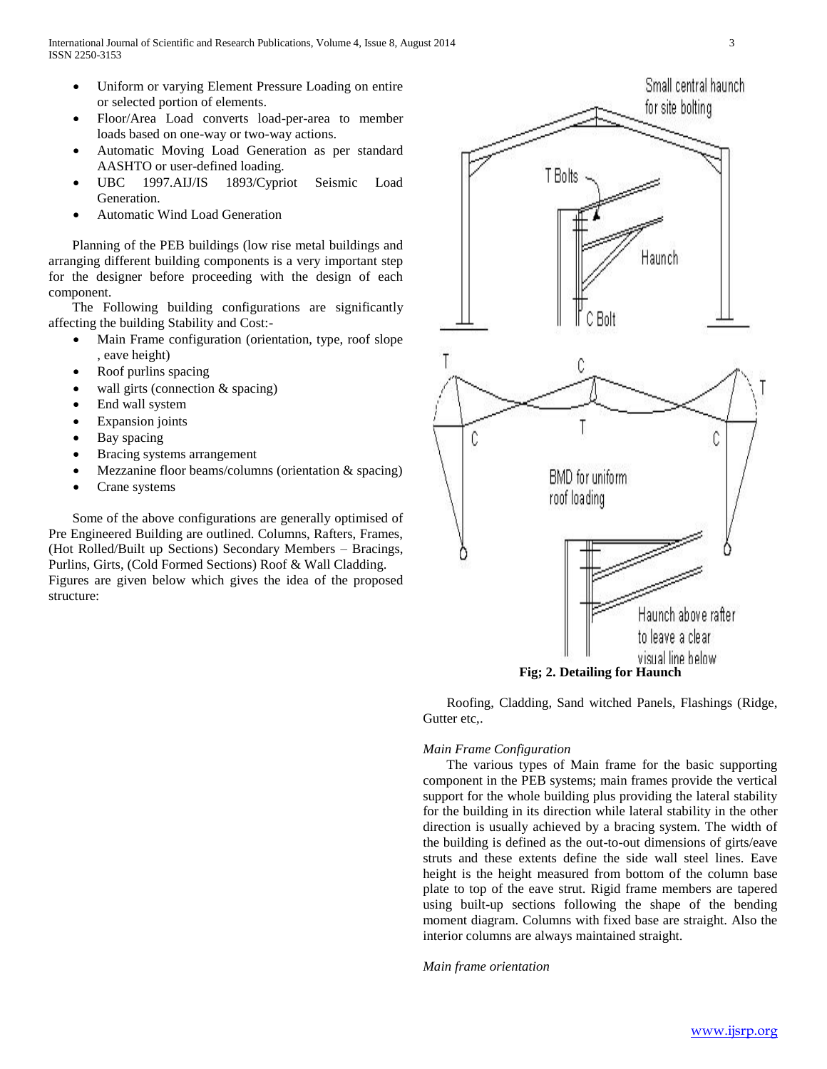- Uniform or varying Element Pressure Loading on entire or selected portion of elements.
- Floor/Area Load converts load-per-area to member loads based on one-way or two-way actions.
- Automatic Moving Load Generation as per standard AASHTO or user-defined loading.
- UBC 1997.AIJ/IS 1893/Cypriot Seismic Load Generation.
- Automatic Wind Load Generation

Planning of the PEB buildings (low rise metal buildings and arranging different building components is a very important step for the designer before proceeding with the design of each component.

The Following building configurations are significantly affecting the building Stability and Cost:-

- Main Frame configuration (orientation, type, roof slope , eave height)
- Roof purlins spacing
- wall girts (connection & spacing)
- End wall system
- Expansion joints
- Bay spacing
- Bracing systems arrangement
- Mezzanine floor beams/columns (orientation & spacing)
- Crane systems

Some of the above configurations are generally optimised of Pre Engineered Building are outlined. Columns, Rafters, Frames, (Hot Rolled/Built up Sections) Secondary Members – Bracings, Purlins, Girts, (Cold Formed Sections) Roof & Wall Cladding. Figures are given below which gives the idea of the proposed structure:

Small central haunch for site bolting

T Bolts

Haunch

C Bolt

T C T T C C

BMD for uniform roof loading

Haunch above rafter to leave a clear visual line below

**Fig; 2. Detailing for Haunch**

Roofing, Cladding, Sand witched Panels, Flashings (Ridge, Gutter etc,.

*Main Frame Configuration*

The various types of Main frame for the basic supporting component in the PEB systems; main frames provide the vertical support for the whole building plus providing the lateral stability for the building in its direction while lateral stability in the other direction is usually achieved by a bracing system. The width of the building is defined as the out-to-out dimensions of girts/eave struts and these extents define the side wall steel lines. Eave height is the height measured from bottom of the column base plate to top of the eave strut. Rigid frame members are tapered using built-up sections following the shape of the bending moment diagram. Columns with fixed base are straight. Also the interior columns are always maintained straight.

*Main frame orientation*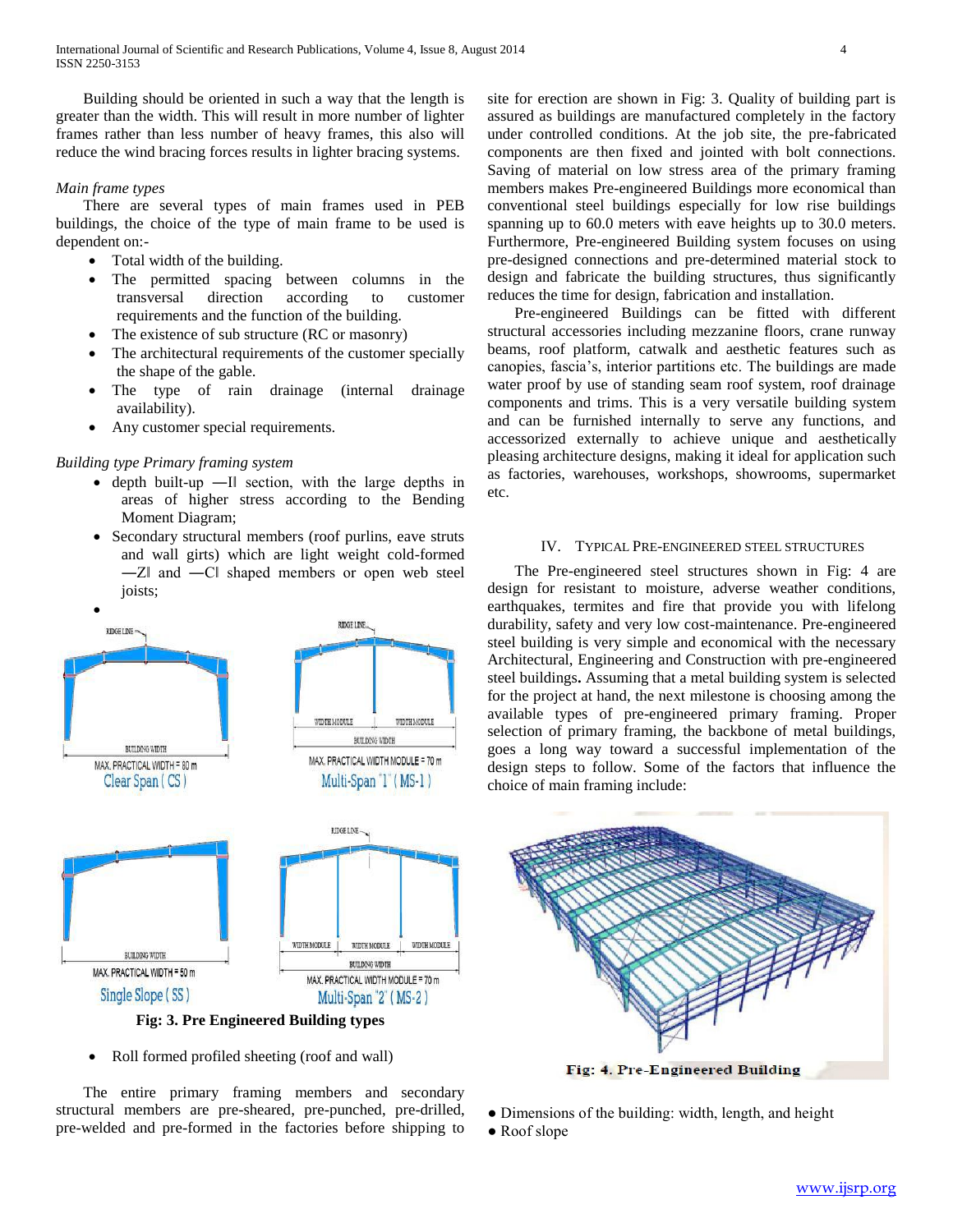Building should be oriented in such a way that the length is greater than the width. This will result in more number of lighter frames rather than less number of heavy frames, this also will reduce the wind bracing forces results in lighter bracing systems.

*Main frame types*

There are several types of main frames used in PEB buildings, the choice of the type of main frame to be used is dependent on:-

- Total width of the building.
- The permitted spacing between columns in the transversal direction according to customer requirements and the function of the building.
- The existence of sub structure (RC or masonry)
- The architectural requirements of the customer specially the shape of the gable.
- The type of rain drainage (internal drainage availability).
- Any customer special requirements.

*Building type Primary framing system*

- depth built-up ―I‖ section, with the large depths in areas of higher stress according to the Bending Moment Diagram;
- Secondary structural members (roof purlins, eave struts and wall girts) which are light weight cold-formed ―Z‖ and ―C‖ shaped members or open web steel joists;
- 

**Fig: 3. Pre Engineered Building types**

- Roll formed profiled sheeting (roof and wall)

The entire primary framing members and secondary structural members are pre-sheared, pre-punched, pre-drilled, pre-welded and pre-formed in the factories before shipping to site for erection are shown in Fig: 3. Quality of building part is assured as buildings are manufactured completely in the factory under controlled conditions. At the job site, the pre-fabricated components are then fixed and jointed with bolt connections. Saving of material on low stress area of the primary framing members makes Pre-engineered Buildings more economical than conventional steel buildings especially for low rise buildings spanning up to 60.0 meters with eave heights up to 30.0 meters. Furthermore, Pre-engineered Building system focuses on using pre-designed connections and pre-determined material stock to design and fabricate the building structures, thus significantly reduces the time for design, fabrication and installation.

Pre-engineered Buildings can be fitted with different structural accessories including mezzanine floors, crane runway beams, roof platform, catwalk and aesthetic features such as canopies, fascia's, interior partitions etc. The buildings are made water proof by use of standing seam roof system, roof drainage components and trims. This is a very versatile building system and can be furnished internally to serve any functions, and accessorized externally to achieve unique and aesthetically pleasing architecture designs, making it ideal for application such as factories, warehouses, workshops, showrooms, supermarket etc.

## IV. Typical Pre-Engineered Steel Structures

The Pre-engineered steel structures shown in Fig: 4 are design for resistant to moisture, adverse weather conditions, earthquakes, termites and fire that provide you with lifelong durability, safety and very low cost-maintenance. Pre-engineered steel building is very simple and economical with the necessary Architectural, Engineering and Construction with pre-engineered steel buildings**.** Assuming that a metal building system is selected for the project at hand, the next milestone is choosing among the available types of pre-engineered primary framing. Proper selection of primary framing, the backbone of metal buildings, goes a long way toward a successful implementation of the design steps to follow. Some of the factors that influence the choice of main framing include:

**Fig: 4. Pre-Engineered Building**

- Dimensions of the building: width, length, and height
- Roof slope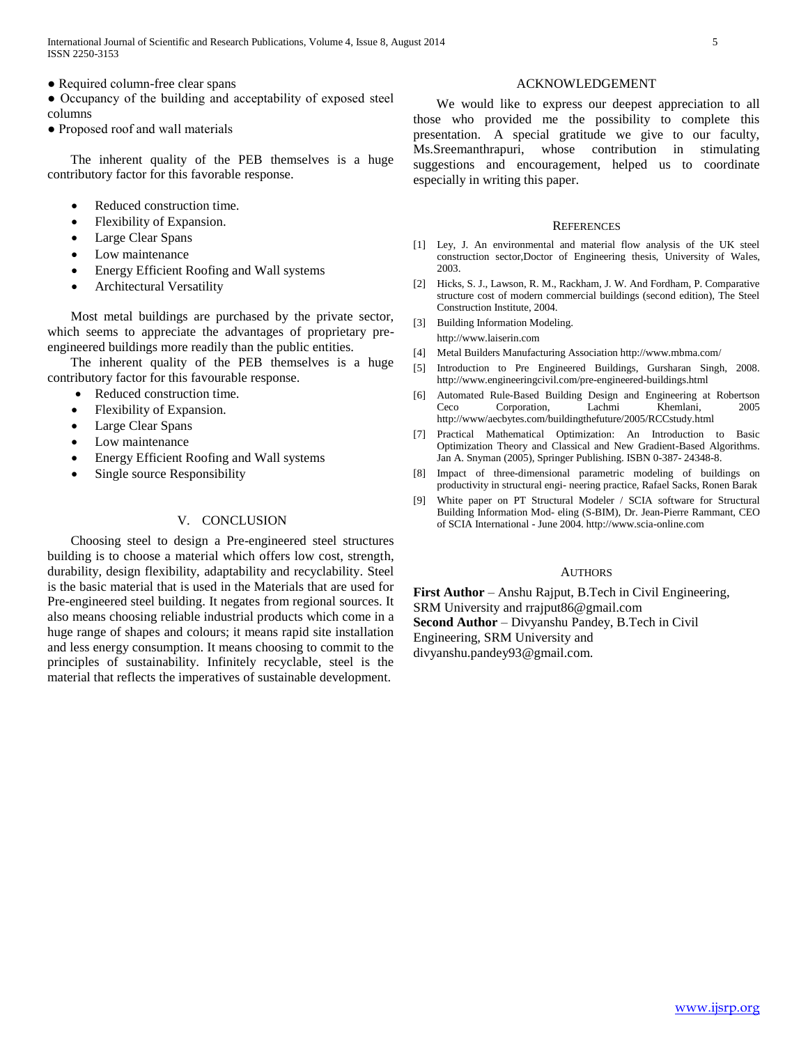● Required column-free clear spans

● Occupancy of the building and acceptability of exposed steel columns

● Proposed roof and wall materials

The inherent quality of the PEB themselves is a huge contributory factor for this favorable response.

- Reduced construction time.
- Flexibility of Expansion.
- Large Clear Spans
- Low maintenance
- Energy Efficient Roofing and Wall systems
- Architectural Versatility

Most metal buildings are purchased by the private sector, which seems to appreciate the advantages of proprietary pre-engineered buildings more readily than the public entities.

The inherent quality of the PEB themselves is a huge contributory factor for this favourable response.

- Reduced construction time.
- Flexibility of Expansion.
- Large Clear Spans
- Low maintenance
- Energy Efficient Roofing and Wall systems
- Single source Responsibility

## V. CONCLUSION

Choosing steel to design a Pre-engineered steel structures building is to choose a material which offers low cost, strength, durability, design flexibility, adaptability and recyclability. Steel is the basic material that is used in the Materials that are used for Pre-engineered steel building. It negates from regional sources. It also means choosing reliable industrial products which come in a huge range of shapes and colours; it means rapid site installation and less energy consumption. It means choosing to commit to the principles of sustainability. Infinitely recyclable, steel is the material that reflects the imperatives of sustainable development.

## ACKNOWLEDGEMENT

We would like to express our deepest appreciation to all those who provided me the possibility to complete this presentation. A special gratitude we give to our faculty, Ms.Sreemanthrapuri, whose contribution in stimulating suggestions and encouragement, helped us to coordinate especially in writing this paper.

## REFERENCES

[1] Ley, J. An environmental and material flow analysis of the UK steel construction sector,Doctor of Engineering thesis, University of Wales, 2003.

[2] Hicks, S. J., Lawson, R. M., Rackham, J. W. And Fordham, P. Comparative structure cost of modern commercial buildings (second edition), The Steel Construction Institute, 2004.

[3] Building Information Modeling. http://www.laiserin.com

[4] Metal Builders Manufacturing Association http://www.mbma.com/

[5] Introduction to Pre Engineered Buildings, Gursharan Singh, 2008. http://www.engineeringcivil.com/pre-engineered-buildings.html

[6] Automated Rule-Based Building Design and Engineering at Robertson Ceco Corporation, Lachmi Khemlani, 2005 http://www/aecbytes.com/buildingthefuture/2005/RCCstudy.html

[7] Practical Mathematical Optimization: An Introduction to Basic Optimization Theory and Classical and New Gradient-Based Algorithms. Jan A. Snyman (2005), Springer Publishing. ISBN 0-387- 24348-8.

[8] Impact of three-dimensional parametric modeling of buildings on productivity in structural engi- neering practice, Rafael Sacks, Ronen Barak

[9] White paper on PT Structural Modeler / SCIA software for Structural Building Information Mod- eling (S-BIM), Dr. Jean-Pierre Rammant, CEO of SCIA International - June 2004. http://www.scia-online.com

## AUTHORS

**First Author** – Anshu Rajput, B.Tech in Civil Engineering, SRM University and rrajput86@gmail.com

**Second Author** – Divyanshu Pandey, B.Tech in Civil Engineering, SRM University and divyanshu.pandey93@gmail.com.